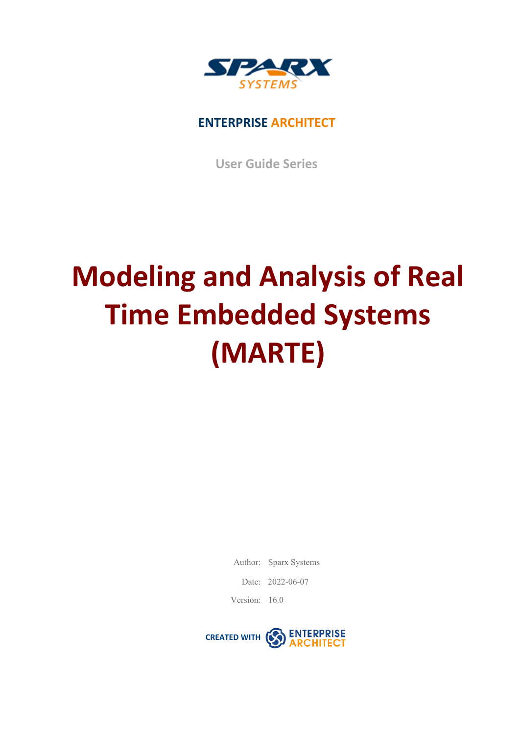**ENTERPRISE ARCHITECT**

User Guide Series

# Modeling and Analysis of Real Time Embedded Systems (MARTE)

Author: Sparx Systems

Date: 2022-06-07

Version: 16.0

CREATED WITH ENTERPRISE ARCHITECT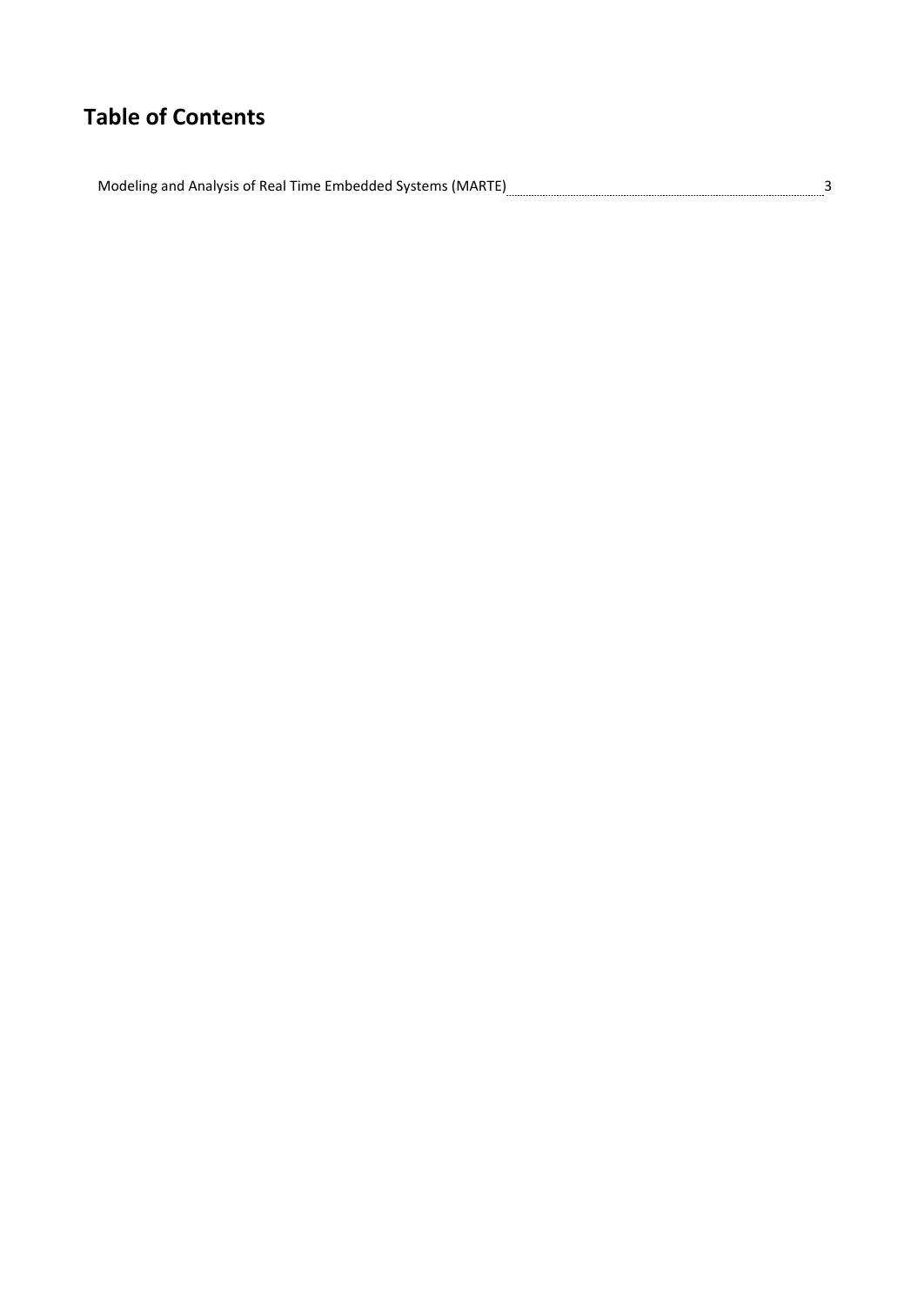# Table of Contents

Modeling and Analysis of Real Time Embedded Systems (MARTE) ........ 3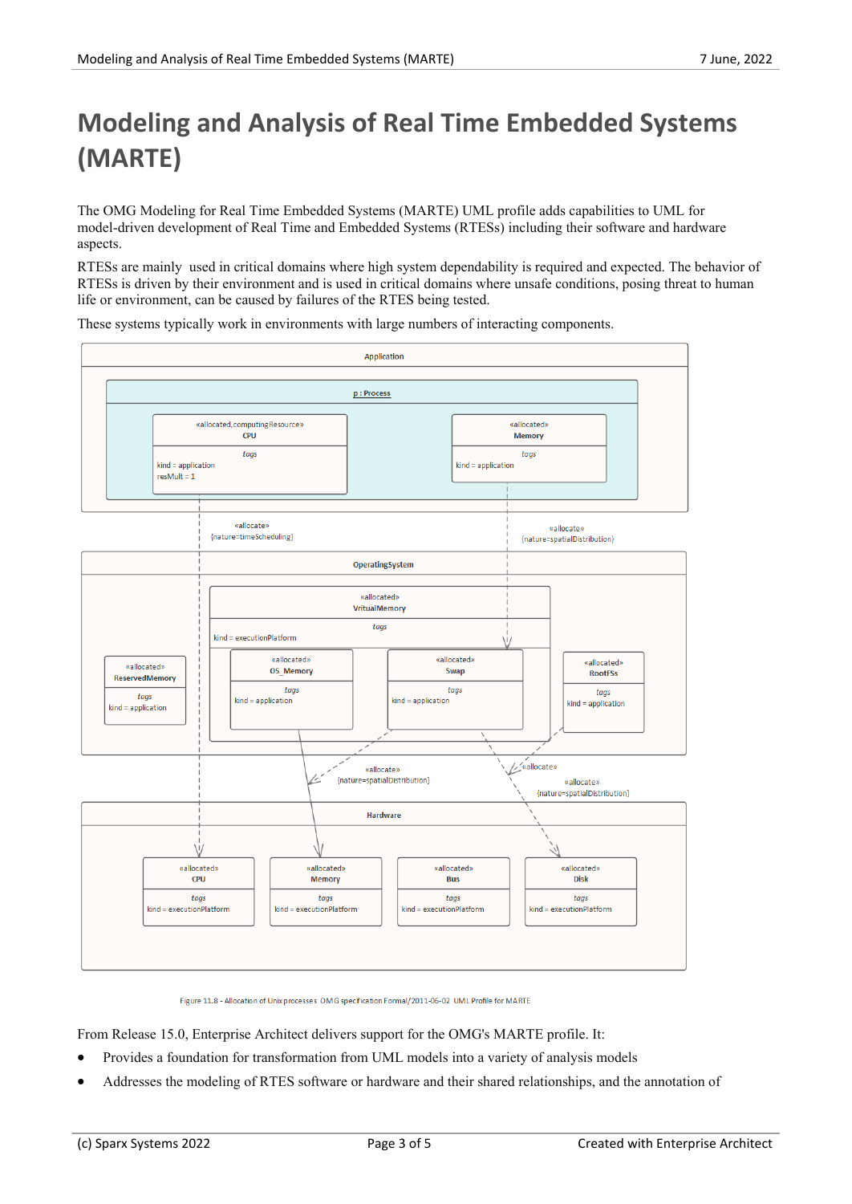# Modeling and Analysis of Real Time Embedded Systems (MARTE)

The OMG Modeling for Real Time Embedded Systems (MARTE) UML profile adds capabilities to UML for model-driven development of Real Time and Embedded Systems (RTESs) including their software and hardware aspects.

RTESs are mainly used in critical domains where high system dependability is required and expected. The behavior of RTESs is driven by their environment and is used in critical domains where unsafe conditions, posing threat to human life or environment, can be caused by failures of the RTES being tested.

These systems typically work in environments with large numbers of interacting components.

Figure 11.8 - Allocation of Unix processes OMG specification Formal/2011-06-02 UML Profile for MARTE

From Release 15.0, Enterprise Architect delivers support for the OMG's MARTE profile. It:

- Provides a foundation for transformation from UML models into a variety of analysis models
- Addresses the modeling of RTES software or hardware and their shared relationships, and the annotation of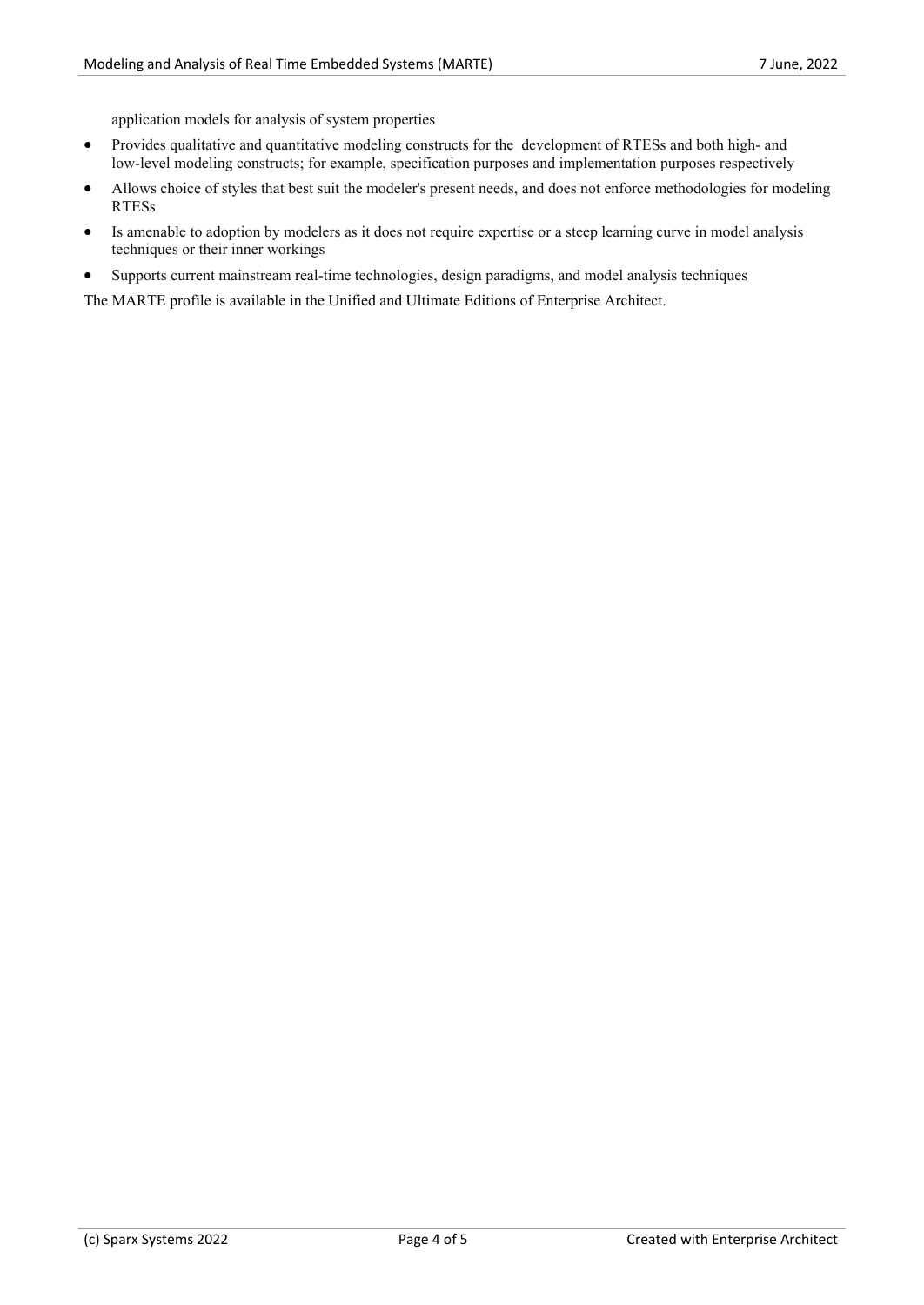application models for analysis of system properties

- Provides qualitative and quantitative modeling constructs for the development of RTESs and both high- and low-level modeling constructs; for example, specification purposes and implementation purposes respectively
- Allows choice of styles that best suit the modeler's present needs, and does not enforce methodologies for modeling RTESs
- Is amenable to adoption by modelers as it does not require expertise or a steep learning curve in model analysis techniques or their inner workings
- Supports current mainstream real-time technologies, design paradigms, and model analysis techniques

The MARTE profile is available in the Unified and Ultimate Editions of Enterprise Architect.